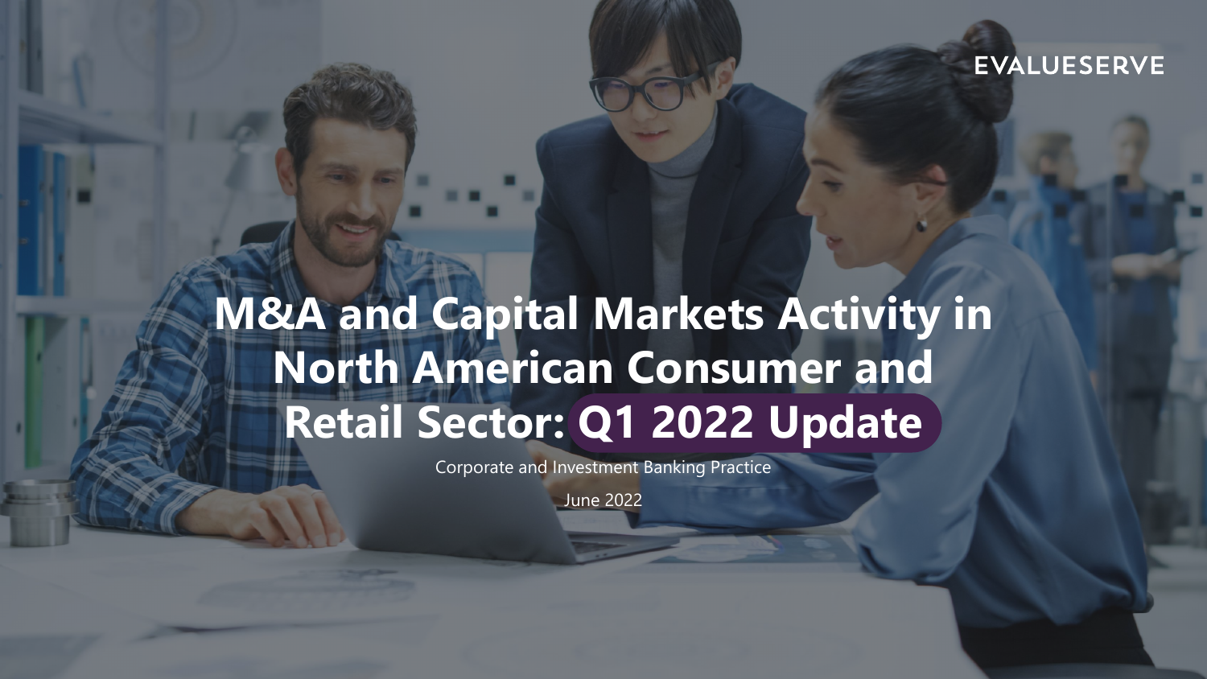EVALUESERVE

# M&A and Capital Markets Activity in North American Consumer and Retail Sector: Q1 2022 Update

Corporate and Investment Banking Practice

June 2022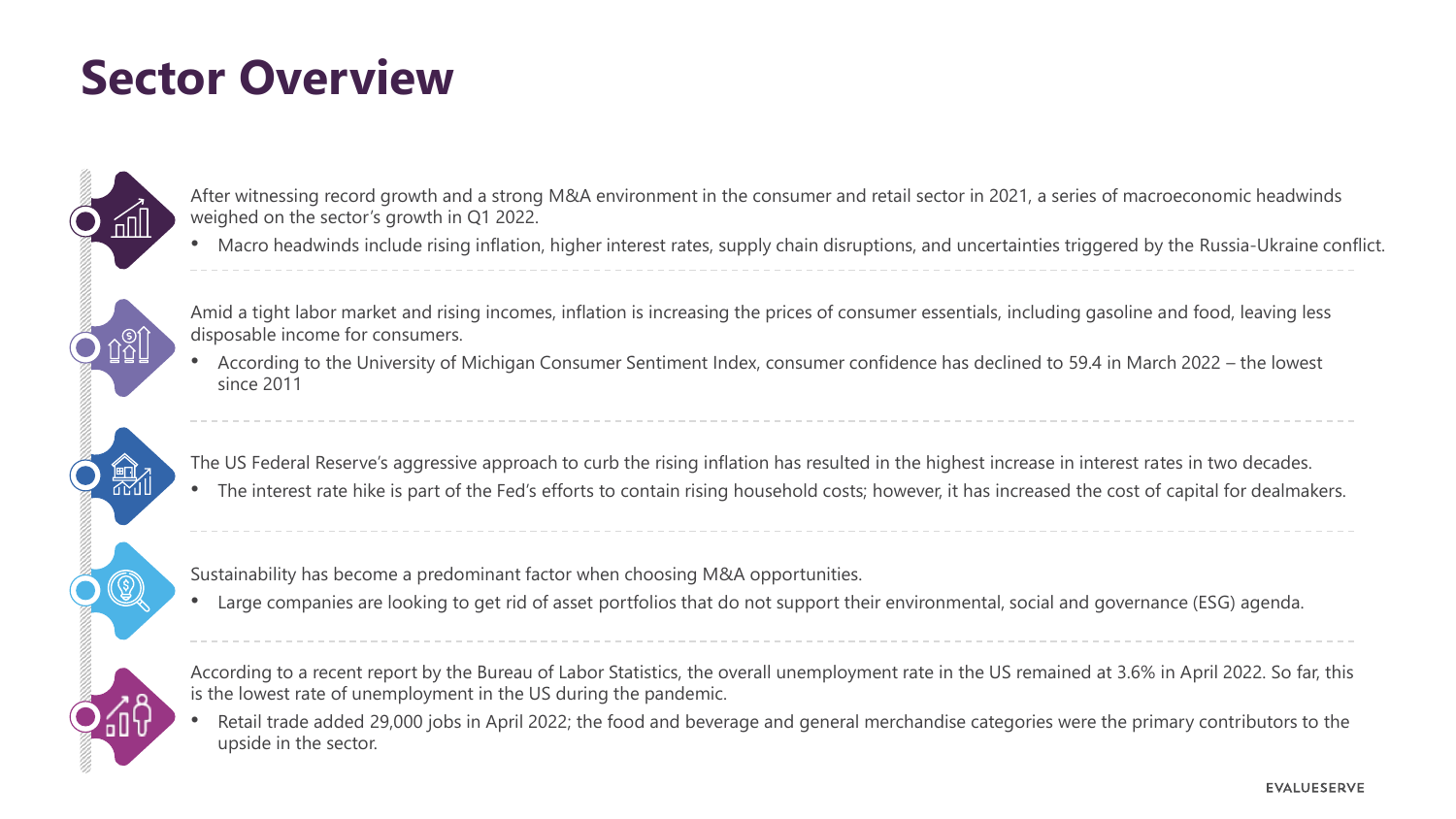# Sector Overview

After witnessing record growth and a strong M&A environment in the consumer and retail sector in 2021, a series of macroeconomic headwinds weighed on the sector's growth in Q1 2022.

- Macro headwinds include rising inflation, higher interest rates, supply chain disruptions, and uncertainties triggered by the Russia-Ukraine conflict.

Amid a tight labor market and rising incomes, inflation is increasing the prices of consumer essentials, including gasoline and food, leaving less disposable income for consumers.

- According to the University of Michigan Consumer Sentiment Index, consumer confidence has declined to 59.4 in March 2022 – the lowest since 2011

The US Federal Reserve's aggressive approach to curb the rising inflation has resulted in the highest increase in interest rates in two decades.

- The interest rate hike is part of the Fed's efforts to contain rising household costs; however, it has increased the cost of capital for dealmakers.

Sustainability has become a predominant factor when choosing M&A opportunities.

- Large companies are looking to get rid of asset portfolios that do not support their environmental, social and governance (ESG) agenda.

According to a recent report by the Bureau of Labor Statistics, the overall unemployment rate in the US remained at 3.6% in April 2022. So far, this is the lowest rate of unemployment in the US during the pandemic.

- Retail trade added 29,000 jobs in April 2022; the food and beverage and general merchandise categories were the primary contributors to the upside in the sector.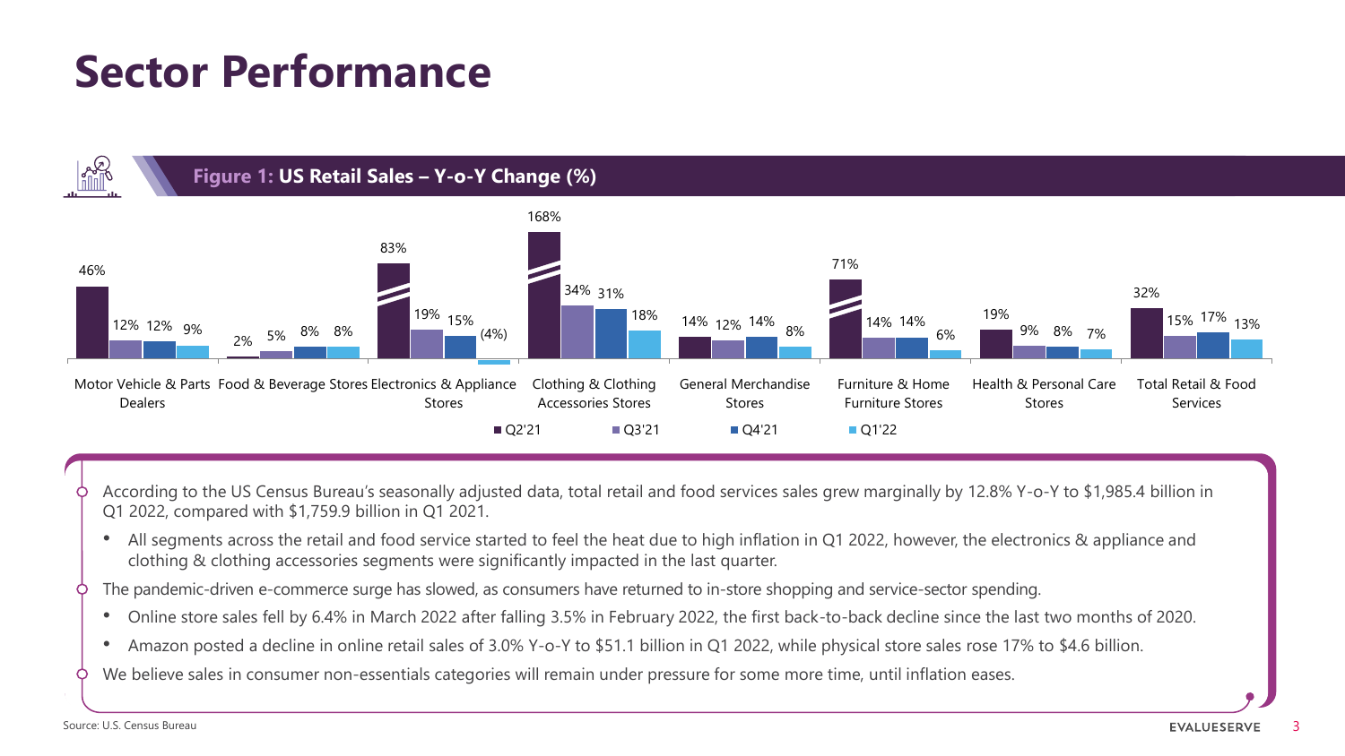# Sector Performance

**Figure 1: US Retail Sales – Y-o-Y Change (%)**

| Sector | Q2'21 | Q3'21 | Q4'21 | Q1'22 |
|---|---|---|---|---|
| Motor Vehicle & Parts Dealers | 46% | 12% | 12% | 9% |
| Food & Beverage Stores | 2% | 5% | 8% | 8% |
| Electronics & Appliance Stores | 83% | 19% | 15% | (4%) |
| Clothing & Clothing Accessories Stores | 168% | 34% | 31% | 18% |
| General Merchandise Stores | 14% | 12% | 14% | 8% |
| Furniture & Home Furniture Stores | 71% | 14% | 14% | 6% |
| Health & Personal Care Stores | 19% | 9% | 8% | 7% |
| Total Retail & Food Services | 32% | 15% | 17% | 13% |

- According to the US Census Bureau's seasonally adjusted data, total retail and food services sales grew marginally by 12.8% Y-o-Y to $1,985.4 billion in Q1 2022, compared with $1,759.9 billion in Q1 2021.
  - All segments across the retail and food service started to feel the heat due to high inflation in Q1 2022, however, the electronics & appliance and clothing & clothing accessories segments were significantly impacted in the last quarter.
- The pandemic-driven e-commerce surge has slowed, as consumers have returned to in-store shopping and service-sector spending.
  - Online store sales fell by 6.4% in March 2022 after falling 3.5% in February 2022, the first back-to-back decline since the last two months of 2020.
  - Amazon posted a decline in online retail sales of 3.0% Y-o-Y to $51.1 billion in Q1 2022, while physical store sales rose 17% to $4.6 billion.
- We believe sales in consumer non-essentials categories will remain under pressure for some more time, until inflation eases.

Source: U.S. Census Bureau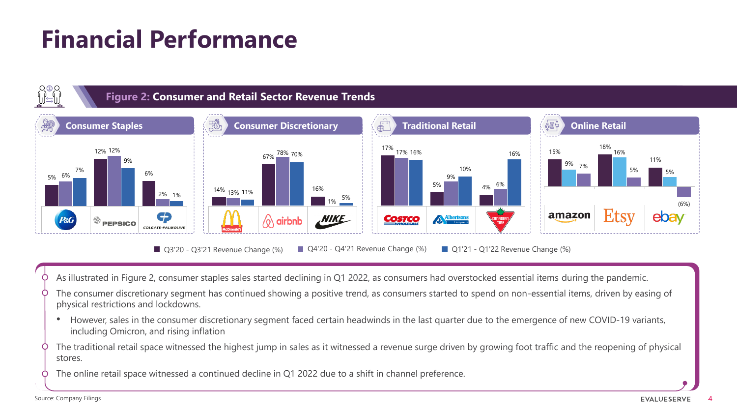# Financial Performance

**Figure 2: Consumer and Retail Sector Revenue Trends**

| Sector | Company | Q3'20 - Q3'21 Revenue Change (%) | Q4'20 - Q4'21 Revenue Change (%) | Q1'21 - Q1'22 Revenue Change (%) |
|---|---|---|---|---|
| Consumer Staples | P&G | 5% | 6% | 7% |
| Consumer Staples | PepsiCo | 12% | 12% | 9% |
| Consumer Staples | Colgate-Palmolive | 6% | 2% | 1% |
| Consumer Discretionary | McDonald's | 14% | 13% | 11% |
| Consumer Discretionary | Airbnb | 67% | 78% | 70% |
| Consumer Discretionary | Nike | 16% | 1% | 5% |
| Traditional Retail | Costco | 17% | 17% | 16% |
| Traditional Retail | Albertsons | 5% | 9% | 10% |
| Traditional Retail | Canadian Tire | 4% | 6% | 16% |
| Online Retail | Amazon | 15% | 9% | 7% |
| Online Retail | Etsy | 18% | 16% | 5% |
| Online Retail | eBay | 11% | 5% | (6%) |

- As illustrated in Figure 2, consumer staples sales started declining in Q1 2022, as consumers had overstocked essential items during the pandemic.
- The consumer discretionary segment has continued showing a positive trend, as consumers started to spend on non-essential items, driven by easing of physical restrictions and lockdowns.
  - However, sales in the consumer discretionary segment faced certain headwinds in the last quarter due to the emergence of new COVID-19 variants, including Omicron, and rising inflation
- The traditional retail space witnessed the highest jump in sales as it witnessed a revenue surge driven by growing foot traffic and the reopening of physical stores.
- The online retail space witnessed a continued decline in Q1 2022 due to a shift in channel preference.

Source: Company Filings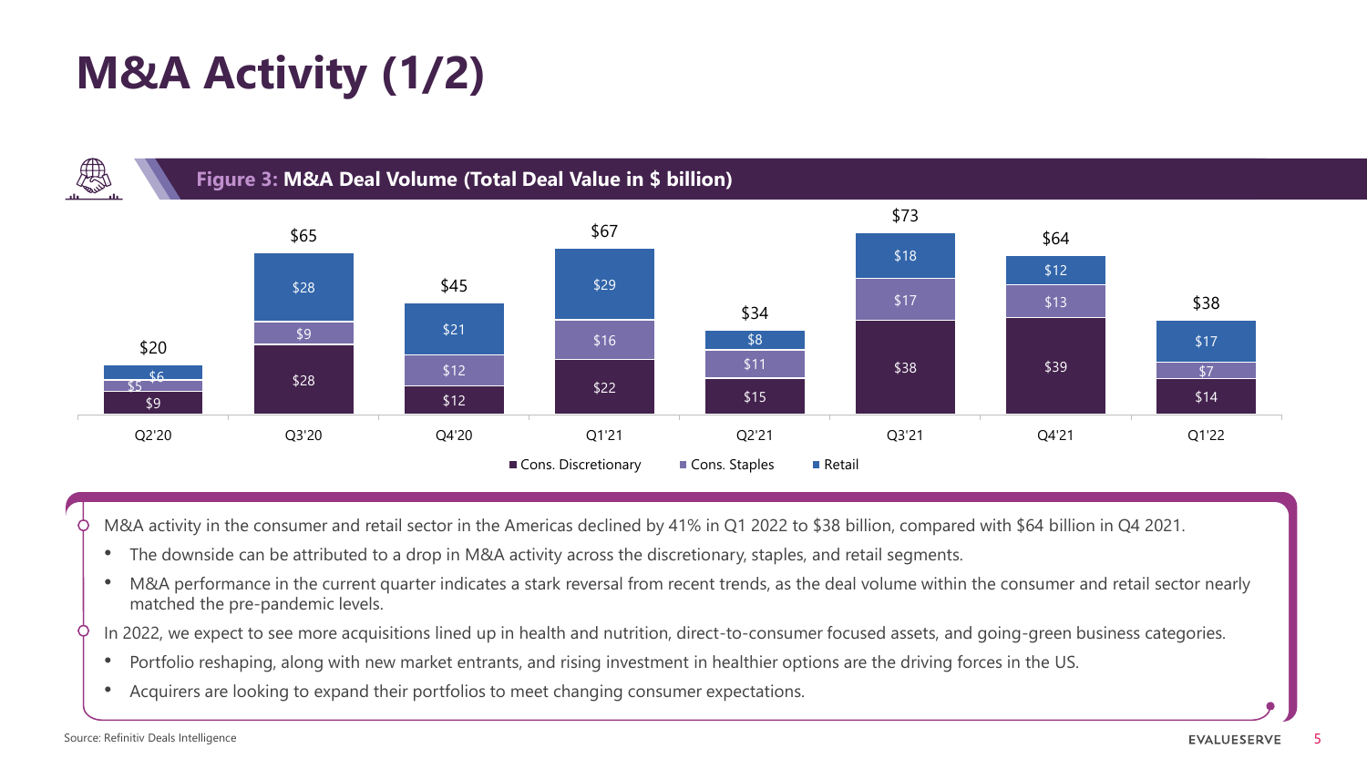# M&A Activity (1/2)

**Figure 3: M&A Deal Volume (Total Deal Value in $ billion)**

| Quarter | Cons. Discretionary | Cons. Staples | Retail | Total |
|---|---|---|---|---|
| Q2'20 | $9 | $5 | $6 | $20 |
| Q3'20 | $28 | $9 | $28 | $65 |
| Q4'20 | $12 | $12 | $21 | $45 |
| Q1'21 | $22 | $16 | $29 | $67 |
| Q2'21 | $15 | $11 | $8 | $34 |
| Q3'21 | $38 | $17 | $18 | $73 |
| Q4'21 | $39 | $13 | $12 | $64 |
| Q1'22 | $14 | $7 | $17 | $38 |

- M&A activity in the consumer and retail sector in the Americas declined by 41% in Q1 2022 to $38 billion, compared with $64 billion in Q4 2021.
  - The downside can be attributed to a drop in M&A activity across the discretionary, staples, and retail segments.
  - M&A performance in the current quarter indicates a stark reversal from recent trends, as the deal volume within the consumer and retail sector nearly matched the pre-pandemic levels.
- In 2022, we expect to see more acquisitions lined up in health and nutrition, direct-to-consumer focused assets, and going-green business categories.
  - Portfolio reshaping, along with new market entrants, and rising investment in healthier options are the driving forces in the US.
  - Acquirers are looking to expand their portfolios to meet changing consumer expectations.

Source: Refinitiv Deals Intelligence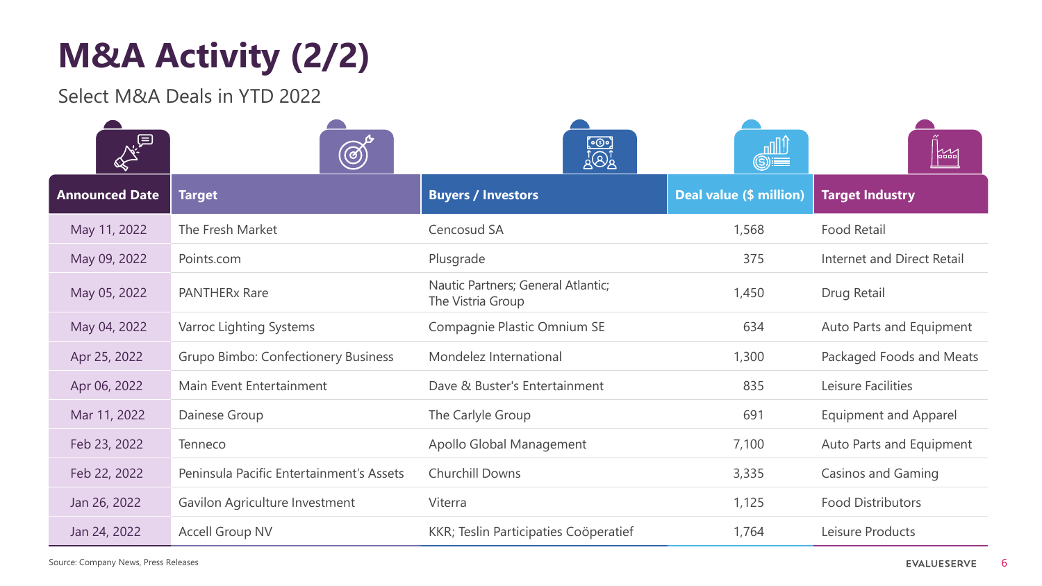# M&A Activity (2/2)

Select M&A Deals in YTD 2022

| Announced Date | Target | Buyers / Investors | Deal value ($ million) | Target Industry |
|---|---|---|---|---|
| May 11, 2022 | The Fresh Market | Cencosud SA | 1,568 | Food Retail |
| May 09, 2022 | Points.com | Plusgrade | 375 | Internet and Direct Retail |
| May 05, 2022 | PANTHERx Rare | Nautic Partners; General Atlantic; The Vistria Group | 1,450 | Drug Retail |
| May 04, 2022 | Varroc Lighting Systems | Compagnie Plastic Omnium SE | 634 | Auto Parts and Equipment |
| Apr 25, 2022 | Grupo Bimbo: Confectionery Business | Mondelez International | 1,300 | Packaged Foods and Meats |
| Apr 06, 2022 | Main Event Entertainment | Dave & Buster's Entertainment | 835 | Leisure Facilities |
| Mar 11, 2022 | Dainese Group | The Carlyle Group | 691 | Equipment and Apparel |
| Feb 23, 2022 | Tenneco | Apollo Global Management | 7,100 | Auto Parts and Equipment |
| Feb 22, 2022 | Peninsula Pacific Entertainment's Assets | Churchill Downs | 3,335 | Casinos and Gaming |
| Jan 26, 2022 | Gavilon Agriculture Investment | Viterra | 1,125 | Food Distributors |
| Jan 24, 2022 | Accell Group NV | KKR; Teslin Participaties Coöperatief | 1,764 | Leisure Products |

Source: Company News, Press Releases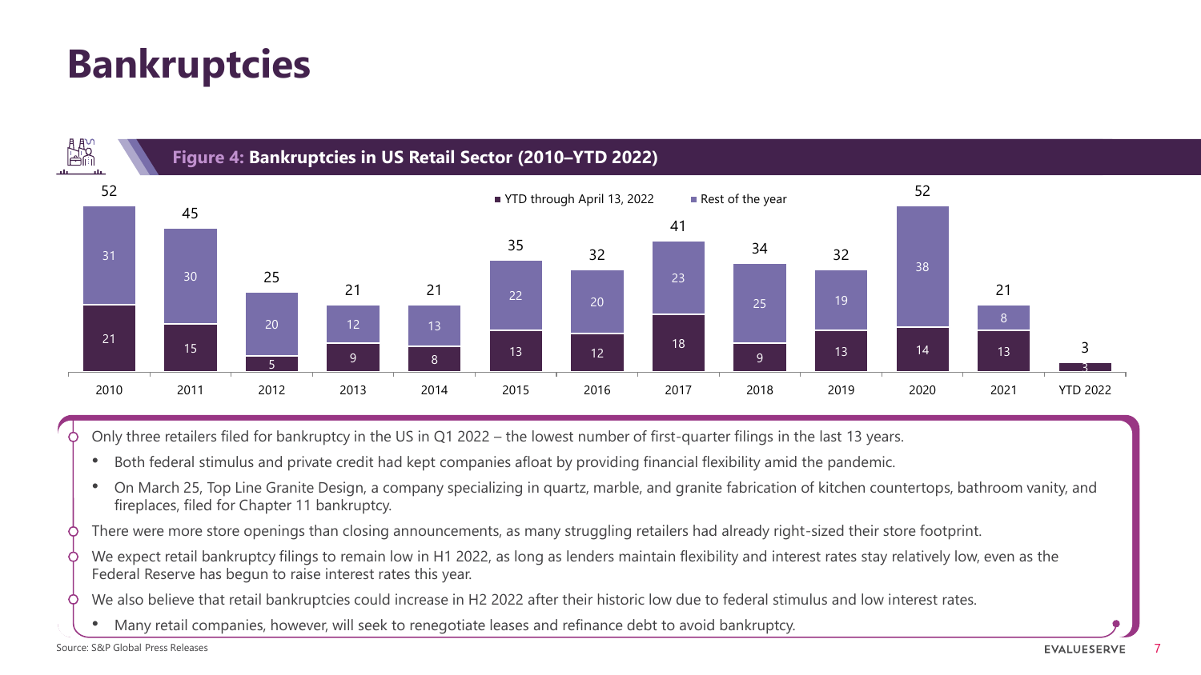# Bankruptcies

**Figure 4: Bankruptcies in US Retail Sector (2010–YTD 2022)**

| Year | YTD through April 13, 2022 | Rest of the year | Total |
|---|---|---|---|
| 2010 | 21 | 31 | 52 |
| 2011 | 15 | 30 | 45 |
| 2012 | 5 | 20 | 25 |
| 2013 | 9 | 12 | 21 |
| 2014 | 8 | 13 | 21 |
| 2015 | 13 | 22 | 35 |
| 2016 | 12 | 20 | 32 |
| 2017 | 18 | 23 | 41 |
| 2018 | 9 | 25 | 34 |
| 2019 | 13 | 19 | 32 |
| 2020 | 14 | 38 | 52 |
| 2021 | 13 | 8 | 21 |
| YTD 2022 | 3 | | 3 |

- Only three retailers filed for bankruptcy in the US in Q1 2022 – the lowest number of first-quarter filings in the last 13 years.
  - Both federal stimulus and private credit had kept companies afloat by providing financial flexibility amid the pandemic.
  - On March 25, Top Line Granite Design, a company specializing in quartz, marble, and granite fabrication of kitchen countertops, bathroom vanity, and fireplaces, filed for Chapter 11 bankruptcy.
- There were more store openings than closing announcements, as many struggling retailers had already right-sized their store footprint.
- We expect retail bankruptcy filings to remain low in H1 2022, as long as lenders maintain flexibility and interest rates stay relatively low, even as the Federal Reserve has begun to raise interest rates this year.
- We also believe that retail bankruptcies could increase in H2 2022 after their historic low due to federal stimulus and low interest rates.
  - Many retail companies, however, will seek to renegotiate leases and refinance debt to avoid bankruptcy.

Source: S&P Global Press Releases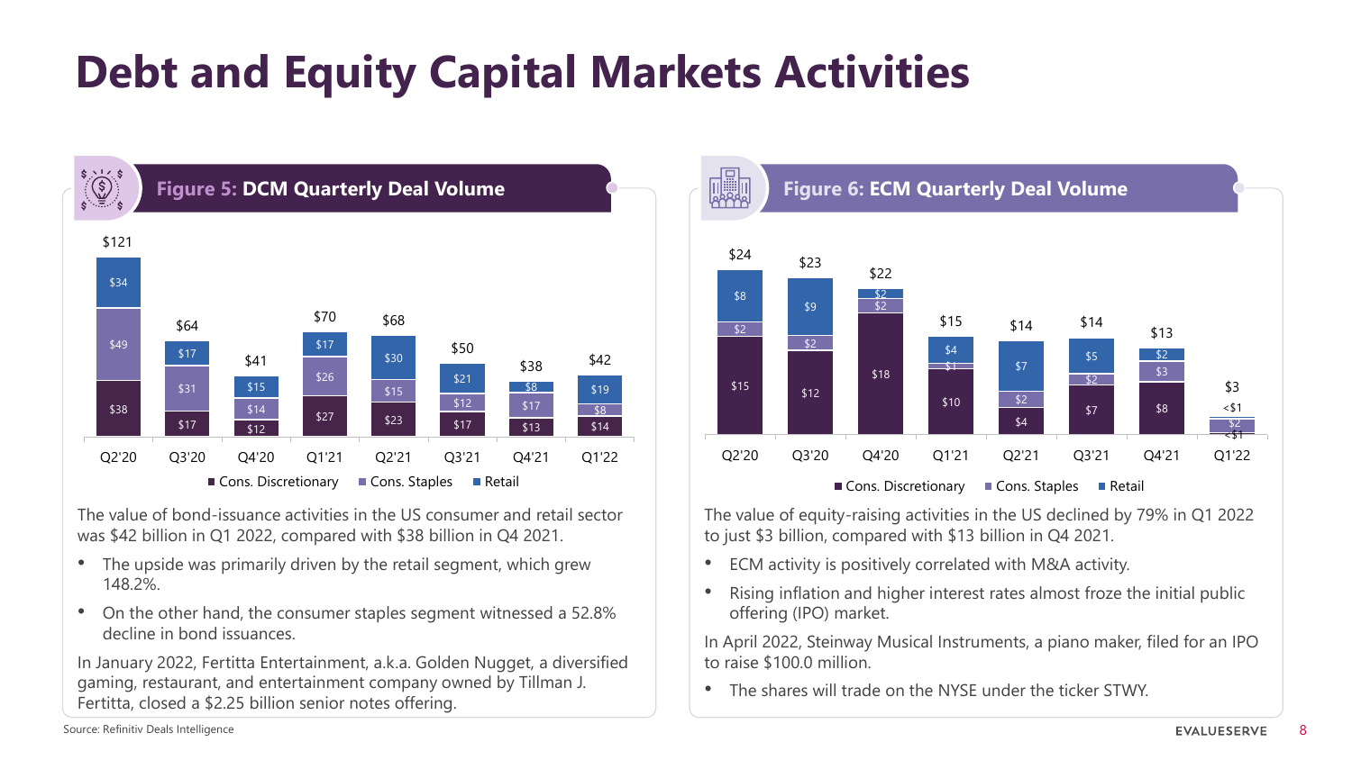# Debt and Equity Capital Markets Activities

## Figure 5: DCM Quarterly Deal Volume

| | Q2'20 | Q3'20 | Q4'20 | Q1'21 | Q2'21 | Q3'21 | Q4'21 | Q1'22 |
|---|---|---|---|---|---|---|---|---|
| Cons. Discretionary | $38 | $17 | $12 | $27 | $23 | $17 | $13 | $14 |
| Cons. Staples | $49 | $31 | $14 | $26 | $15 | $12 | $17 | $8 |
| Retail | $34 | $17 | $15 | $17 | $30 | $21 | $8 | $19 |
| Total | $121 | $64 | $41 | $70 | $68 | $50 | $38 | $42 |

The value of bond-issuance activities in the US consumer and retail sector was $42 billion in Q1 2022, compared with $38 billion in Q4 2021.

- The upside was primarily driven by the retail segment, which grew 148.2%.
- On the other hand, the consumer staples segment witnessed a 52.8% decline in bond issuances.

In January 2022, Fertitta Entertainment, a.k.a. Golden Nugget, a diversified gaming, restaurant, and entertainment company owned by Tillman J. Fertitta, closed a $2.25 billion senior notes offering.

## Figure 6: ECM Quarterly Deal Volume

| | Q2'20 | Q3'20 | Q4'20 | Q1'21 | Q2'21 | Q3'21 | Q4'21 | Q1'22 |
|---|---|---|---|---|---|---|---|---|
| Cons. Discretionary | $15 | $12 | $18 | $10 | $4 | $7 | $8 | <$1 |
| Cons. Staples | $2 | $2 | $2 | $1 | $2 | $2 | $3 | $2 |
| Retail | $8 | $9 | $2 | $4 | $7 | $5 | $2 | <$1 |
| Total | $24 | $23 | $22 | $15 | $14 | $14 | $13 | $3 |

The value of equity-raising activities in the US declined by 79% in Q1 2022 to just $3 billion, compared with $13 billion in Q4 2021.

- ECM activity is positively correlated with M&A activity.
- Rising inflation and higher interest rates almost froze the initial public offering (IPO) market.

In April 2022, Steinway Musical Instruments, a piano maker, filed for an IPO to raise $100.0 million.

- The shares will trade on the NYSE under the ticker STWY.

Source: Refinitiv Deals Intelligence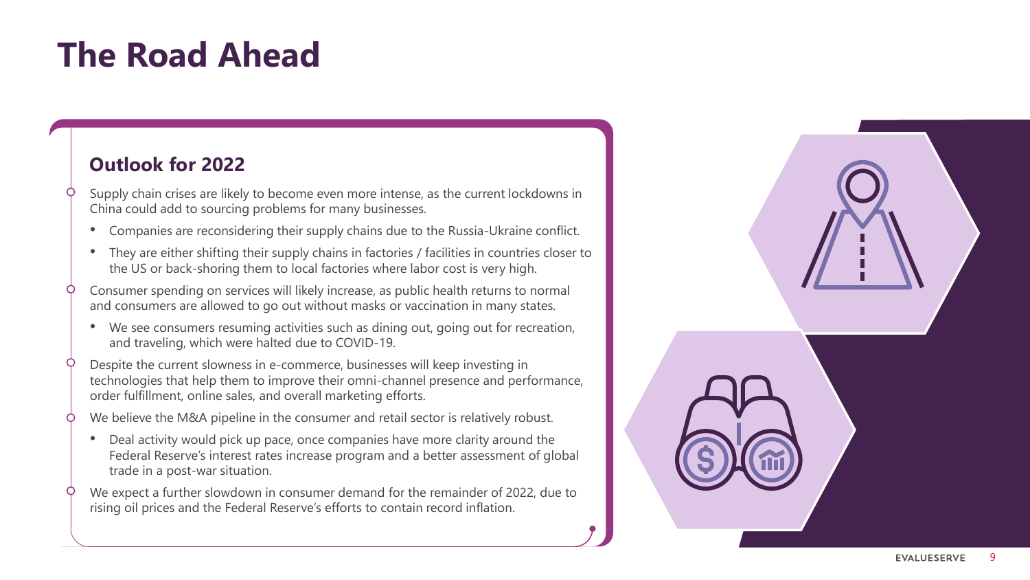# The Road Ahead

## Outlook for 2022

- Supply chain crises are likely to become even more intense, as the current lockdowns in China could add to sourcing problems for many businesses.
  - Companies are reconsidering their supply chains due to the Russia-Ukraine conflict.
  - They are either shifting their supply chains in factories / facilities in countries closer to the US or back-shoring them to local factories where labor cost is very high.
- Consumer spending on services will likely increase, as public health returns to normal and consumers are allowed to go out without masks or vaccination in many states.
  - We see consumers resuming activities such as dining out, going out for recreation, and traveling, which were halted due to COVID-19.
- Despite the current slowness in e-commerce, businesses will keep investing in technologies that help them to improve their omni-channel presence and performance, order fulfillment, online sales, and overall marketing efforts.
- We believe the M&A pipeline in the consumer and retail sector is relatively robust.
  - Deal activity would pick up pace, once companies have more clarity around the Federal Reserve's interest rates increase program and a better assessment of global trade in a post-war situation.
- We expect a further slowdown in consumer demand for the remainder of 2022, due to rising oil prices and the Federal Reserve's efforts to contain record inflation.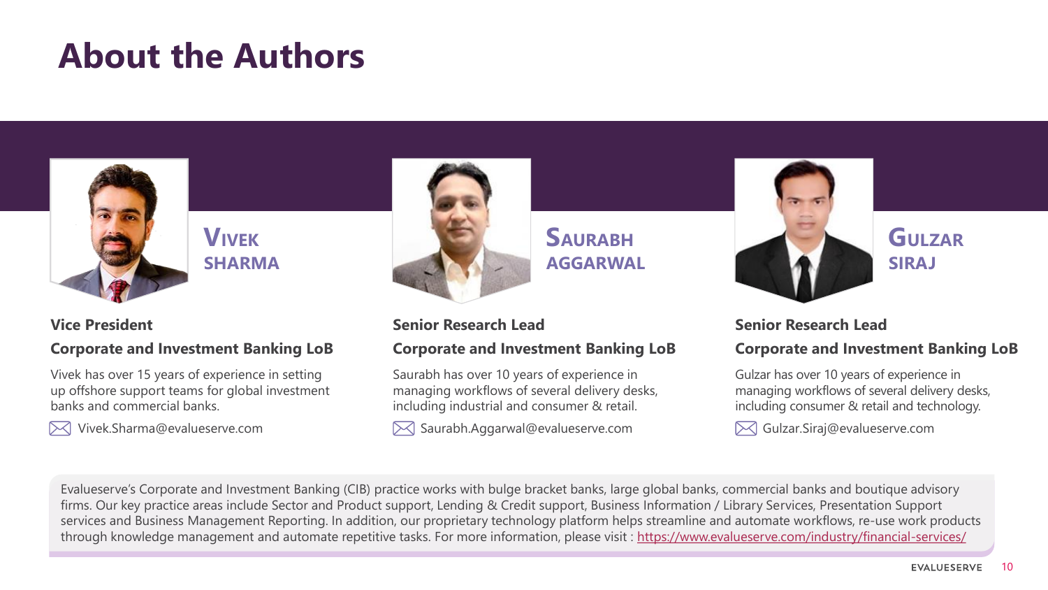# About the Authors

### Vivek Sharma

**Vice President**

**Corporate and Investment Banking LoB**

Vivek has over 15 years of experience in setting up offshore support teams for global investment banks and commercial banks.

Vivek.Sharma@evalueserve.com

### Saurabh Aggarwal

**Senior Research Lead**

**Corporate and Investment Banking LoB**

Saurabh has over 10 years of experience in managing workflows of several delivery desks, including industrial and consumer & retail.

Saurabh.Aggarwal@evalueserve.com

### Gulzar Siraj

**Senior Research Lead**

**Corporate and Investment Banking LoB**

Gulzar has over 10 years of experience in managing workflows of several delivery desks, including consumer & retail and technology.

Gulzar.Siraj@evalueserve.com

Evalueserve's Corporate and Investment Banking (CIB) practice works with bulge bracket banks, large global banks, commercial banks and boutique advisory firms. Our key practice areas include Sector and Product support, Lending & Credit support, Business Information / Library Services, Presentation Support services and Business Management Reporting. In addition, our proprietary technology platform helps streamline and automate workflows, re-use work products through knowledge management and automate repetitive tasks. For more information, please visit : https://www.evalueserve.com/industry/financial-services/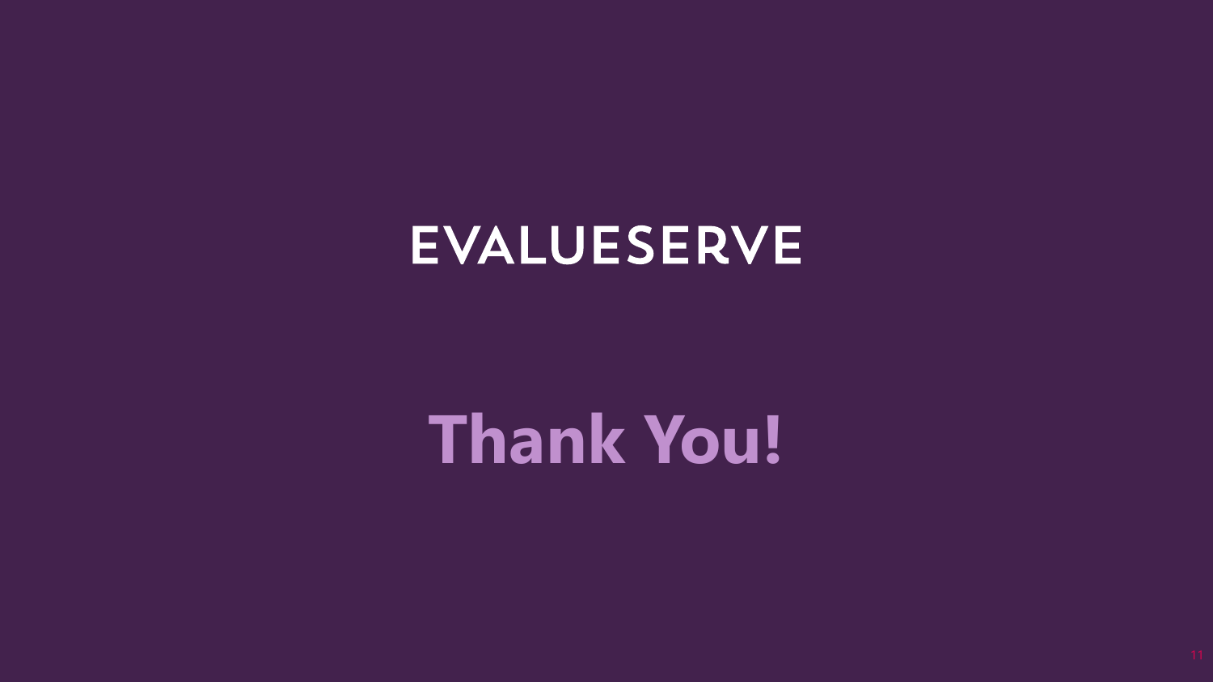EVALUESERVE

# Thank You!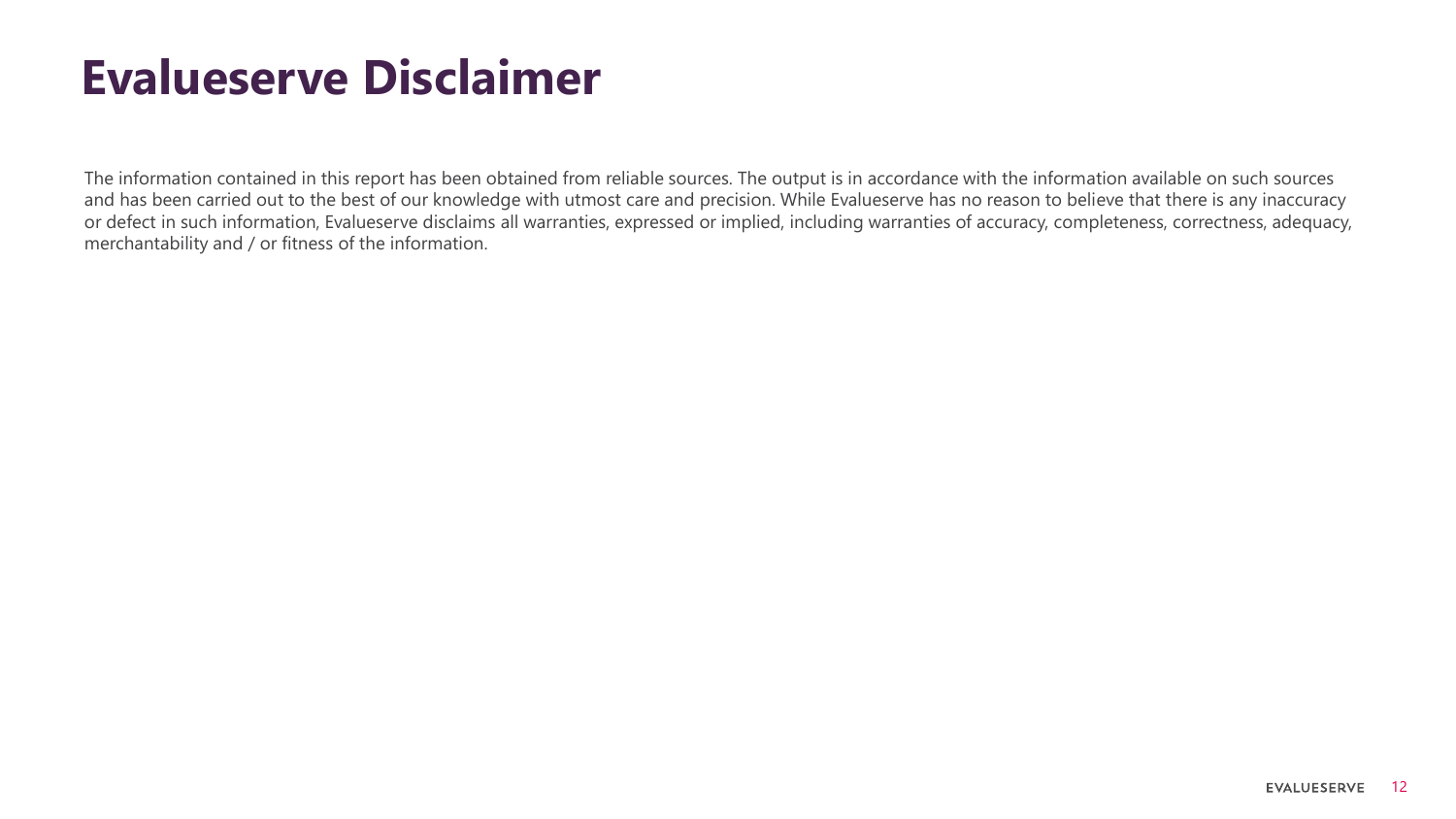# Evalueserve Disclaimer

The information contained in this report has been obtained from reliable sources. The output is in accordance with the information available on such sources and has been carried out to the best of our knowledge with utmost care and precision. While Evalueserve has no reason to believe that there is any inaccuracy or defect in such information, Evalueserve disclaims all warranties, expressed or implied, including warranties of accuracy, completeness, correctness, adequacy, merchantability and / or fitness of the information.